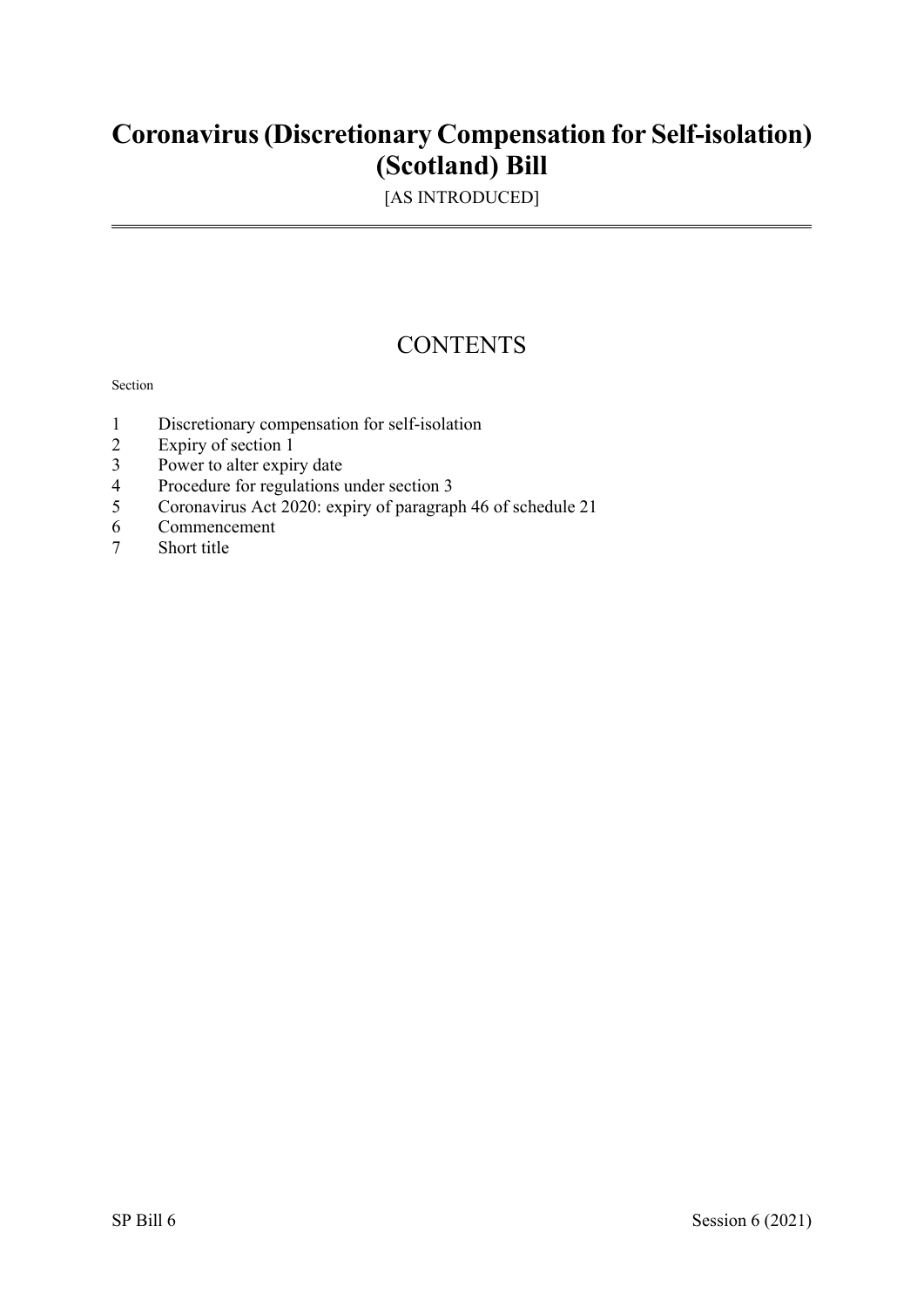# Coronavirus (Discretionary Compensation for Self-isolation) (Scotland) Bill

[AS INTRODUCED]

## CONTENTS

Section

1 Discretionary compensation for self-isolation
2 Expiry of section 1
3 Power to alter expiry date
4 Procedure for regulations under section 3
5 Coronavirus Act 2020: expiry of paragraph 46 of schedule 21
6 Commencement
7 Short title

SP Bill 6 Session 6 (2021)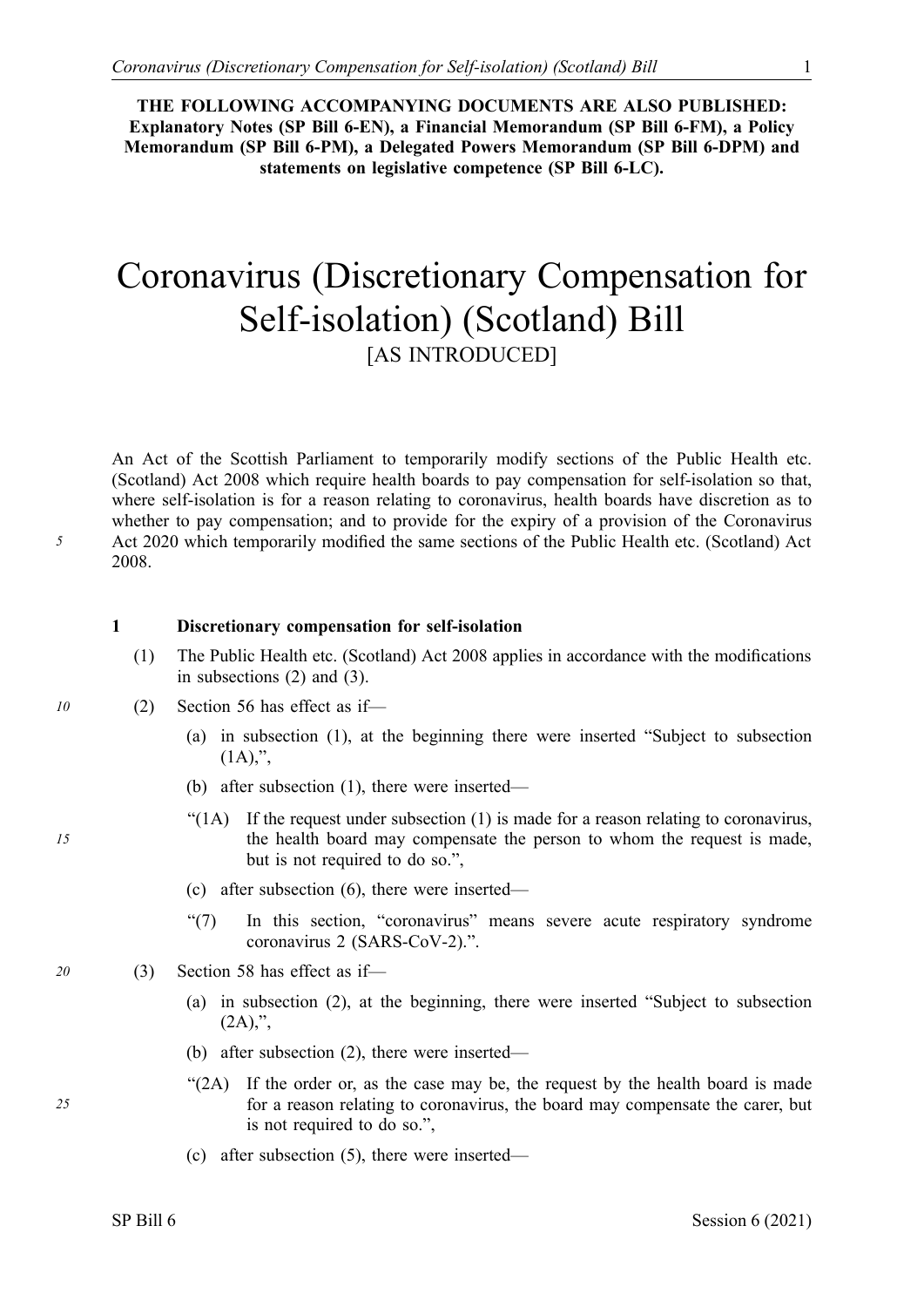**THE FOLLOWING ACCOMPANYING DOCUMENTS ARE ALSO PUBLISHED: Explanatory Notes (SP Bill 6-EN), a Financial Memorandum (SP Bill 6-FM), a Policy Memorandum (SP Bill 6-PM), a Delegated Powers Memorandum (SP Bill 6-DPM) and statements on legislative competence (SP Bill 6-LC).**

# Coronavirus (Discretionary Compensation for Self-isolation) (Scotland) Bill

[AS INTRODUCED]

An Act of the Scottish Parliament to temporarily modify sections of the Public Health etc. (Scotland) Act 2008 which require health boards to pay compensation for self-isolation so that, where self-isolation is for a reason relating to coronavirus, health boards have discretion as to whether to pay compensation; and to provide for the expiry of a provision of the Coronavirus Act 2020 which temporarily modified the same sections of the Public Health etc. (Scotland) Act 2008.

**1 Discretionary compensation for self-isolation**

(1) The Public Health etc. (Scotland) Act 2008 applies in accordance with the modifications in subsections (2) and (3).

(2) Section 56 has effect as if—

(a) in subsection (1), at the beginning there were inserted "Subject to subsection (1A),",

(b) after subsection (1), there were inserted—

"(1A) If the request under subsection (1) is made for a reason relating to coronavirus, the health board may compensate the person to whom the request is made, but is not required to do so.",

(c) after subsection (6), there were inserted—

"(7) In this section, "coronavirus" means severe acute respiratory syndrome coronavirus 2 (SARS-CoV-2).".

(3) Section 58 has effect as if—

(a) in subsection (2), at the beginning, there were inserted "Subject to subsection (2A),",

(b) after subsection (2), there were inserted—

"(2A) If the order or, as the case may be, the request by the health board is made for a reason relating to coronavirus, the board may compensate the carer, but is not required to do so.",

(c) after subsection (5), there were inserted—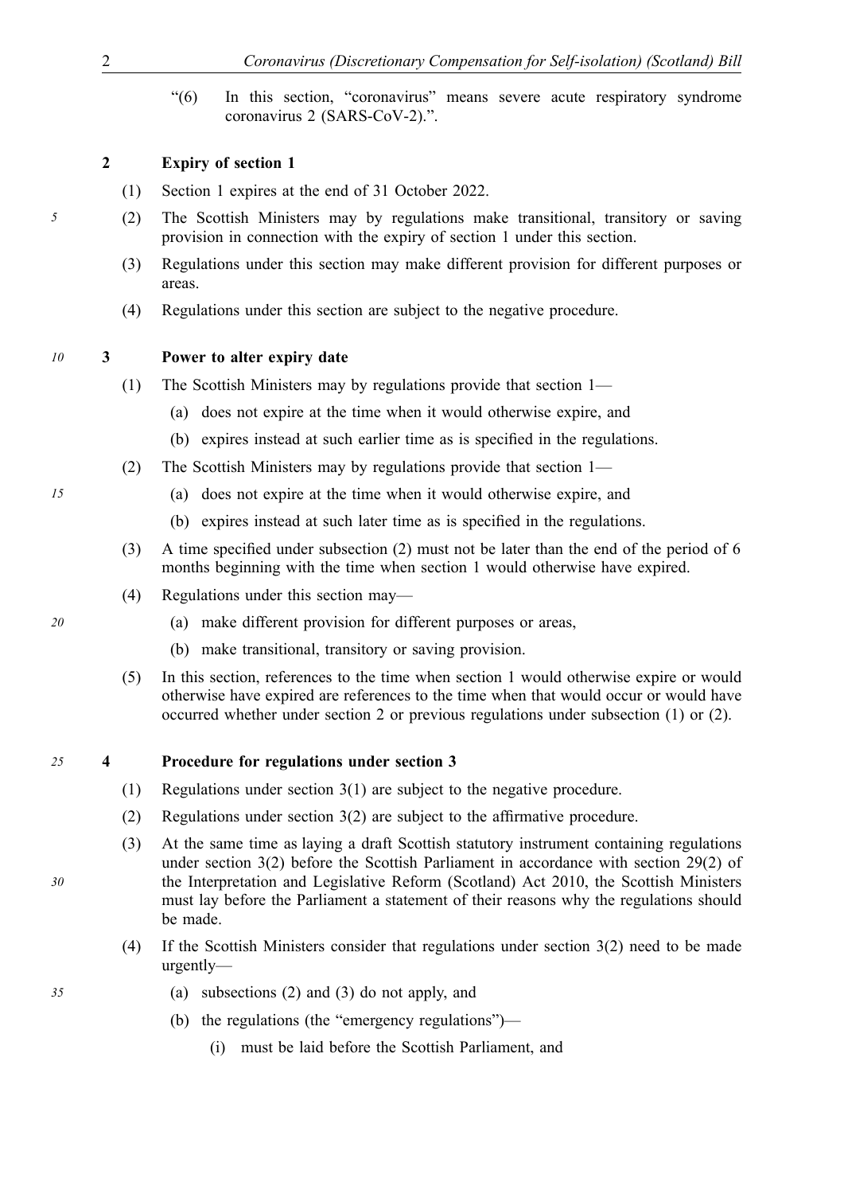"(6) In this section, "coronavirus" means severe acute respiratory syndrome coronavirus 2 (SARS-CoV-2).".

**2 Expiry of section 1**

(1) Section 1 expires at the end of 31 October 2022.

(2) The Scottish Ministers may by regulations make transitional, transitory or saving provision in connection with the expiry of section 1 under this section.

(3) Regulations under this section may make different provision for different purposes or areas.

(4) Regulations under this section are subject to the negative procedure.

**3 Power to alter expiry date**

(1) The Scottish Ministers may by regulations provide that section 1—

(a) does not expire at the time when it would otherwise expire, and

(b) expires instead at such earlier time as is specified in the regulations.

(2) The Scottish Ministers may by regulations provide that section 1—

(a) does not expire at the time when it would otherwise expire, and

(b) expires instead at such later time as is specified in the regulations.

(3) A time specified under subsection (2) must not be later than the end of the period of 6 months beginning with the time when section 1 would otherwise have expired.

(4) Regulations under this section may—

(a) make different provision for different purposes or areas,

(b) make transitional, transitory or saving provision.

(5) In this section, references to the time when section 1 would otherwise expire or would otherwise have expired are references to the time when that would occur or would have occurred whether under section 2 or previous regulations under subsection (1) or (2).

**4 Procedure for regulations under section 3**

(1) Regulations under section 3(1) are subject to the negative procedure.

(2) Regulations under section 3(2) are subject to the affirmative procedure.

(3) At the same time as laying a draft Scottish statutory instrument containing regulations under section 3(2) before the Scottish Parliament in accordance with section 29(2) of the Interpretation and Legislative Reform (Scotland) Act 2010, the Scottish Ministers must lay before the Parliament a statement of their reasons why the regulations should be made.

(4) If the Scottish Ministers consider that regulations under section 3(2) need to be made urgently—

(a) subsections (2) and (3) do not apply, and

(b) the regulations (the "emergency regulations")—

(i) must be laid before the Scottish Parliament, and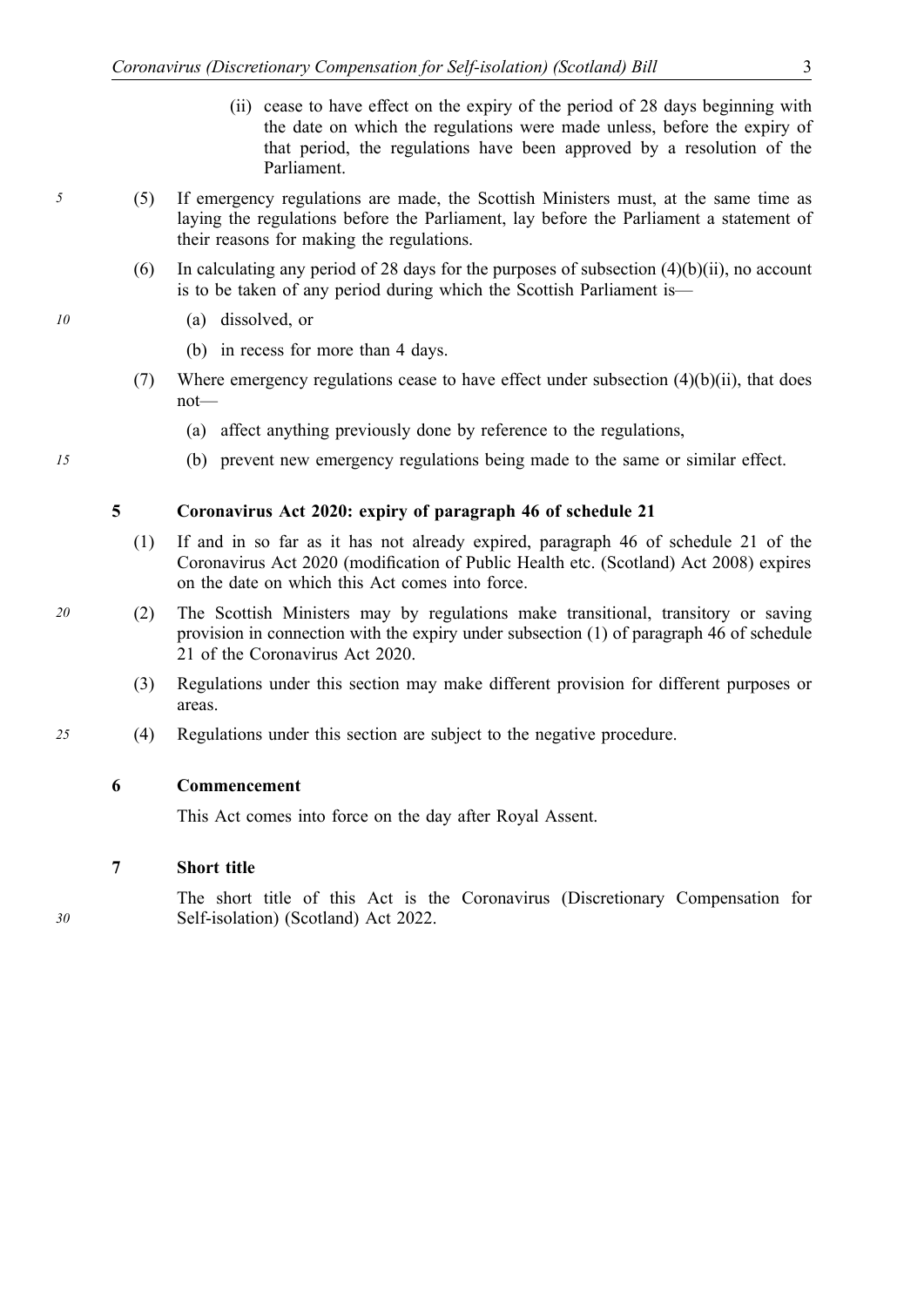(ii) cease to have effect on the expiry of the period of 28 days beginning with the date on which the regulations were made unless, before the expiry of that period, the regulations have been approved by a resolution of the Parliament.

(5) If emergency regulations are made, the Scottish Ministers must, at the same time as laying the regulations before the Parliament, lay before the Parliament a statement of their reasons for making the regulations.

(6) In calculating any period of 28 days for the purposes of subsection (4)(b)(ii), no account is to be taken of any period during which the Scottish Parliament is—

(a) dissolved, or

(b) in recess for more than 4 days.

(7) Where emergency regulations cease to have effect under subsection (4)(b)(ii), that does not—

(a) affect anything previously done by reference to the regulations,

(b) prevent new emergency regulations being made to the same or similar effect.

### 5 Coronavirus Act 2020: expiry of paragraph 46 of schedule 21

(1) If and in so far as it has not already expired, paragraph 46 of schedule 21 of the Coronavirus Act 2020 (modification of Public Health etc. (Scotland) Act 2008) expires on the date on which this Act comes into force.

(2) The Scottish Ministers may by regulations make transitional, transitory or saving provision in connection with the expiry under subsection (1) of paragraph 46 of schedule 21 of the Coronavirus Act 2020.

(3) Regulations under this section may make different provision for different purposes or areas.

(4) Regulations under this section are subject to the negative procedure.

### 6 Commencement

This Act comes into force on the day after Royal Assent.

### 7 Short title

The short title of this Act is the Coronavirus (Discretionary Compensation for Self-isolation) (Scotland) Act 2022.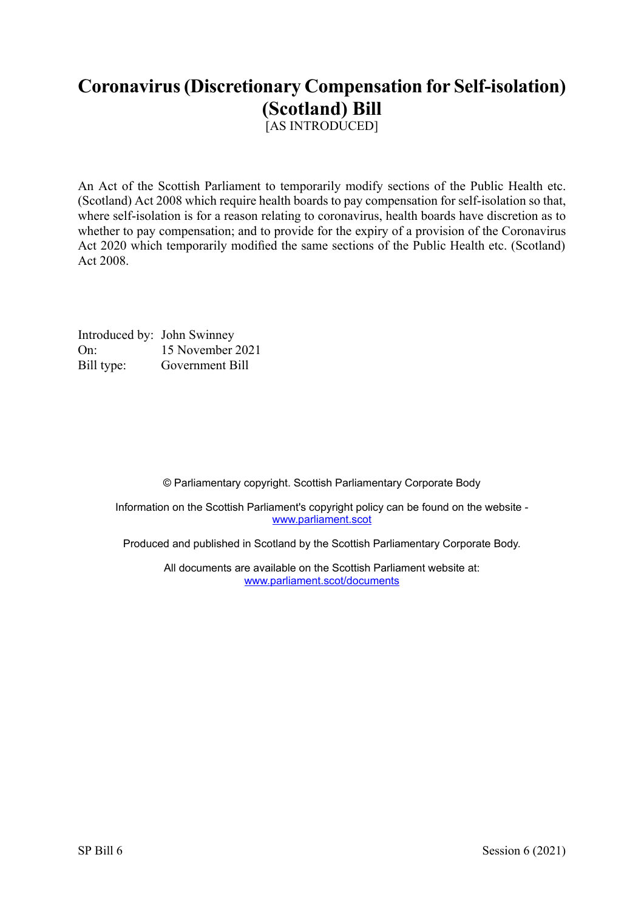# Coronavirus (Discretionary Compensation for Self-isolation) (Scotland) Bill

[AS INTRODUCED]

An Act of the Scottish Parliament to temporarily modify sections of the Public Health etc. (Scotland) Act 2008 which require health boards to pay compensation for self-isolation so that, where self-isolation is for a reason relating to coronavirus, health boards have discretion as to whether to pay compensation; and to provide for the expiry of a provision of the Coronavirus Act 2020 which temporarily modified the same sections of the Public Health etc. (Scotland) Act 2008.

| | |
|---|---|
| Introduced by: | John Swinney |
| On: | 15 November 2021 |
| Bill type: | Government Bill |

© Parliamentary copyright. Scottish Parliamentary Corporate Body

Information on the Scottish Parliament's copyright policy can be found on the website - www.parliament.scot

Produced and published in Scotland by the Scottish Parliamentary Corporate Body.

All documents are available on the Scottish Parliament website at: www.parliament.scot/documents

SP Bill 6 Session 6 (2021)